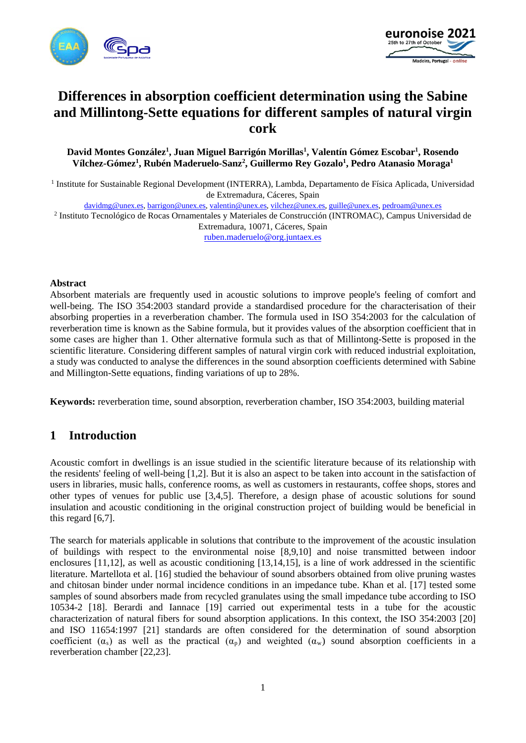# Differences in absorption coefficient determination using the Sabine and Millintong-Sette equations for different samples of natural virgin cork

**David Montes González[1], Juan Miguel Barrigón Morillas[1], Valentín Gómez Escobar[1], Rosendo Vílchez-Gómez[1], Rubén Maderuelo-Sanz[2], Guillermo Rey Gozalo[1], Pedro Atanasio Moraga[1]**

[1] Institute for Sustainable Regional Development (INTERRA), Lambda, Departamento de Física Aplicada, Universidad de Extremadura, Cáceres, Spain

davidmg@unex.es, barrigon@unex.es, valentin@unex.es, vilchez@unex.es, guille@unex.es, pedroam@unex.es

[2] Instituto Tecnológico de Rocas Ornamentales y Materiales de Construcción (INTROMAC), Campus Universidad de Extremadura, 10071, Cáceres, Spain

ruben.maderuelo@org.juntaex.es

### Abstract

Absorbent materials are frequently used in acoustic solutions to improve people's feeling of comfort and well-being. The ISO 354:2003 standard provide a standardised procedure for the characterisation of their absorbing properties in a reverberation chamber. The formula used in ISO 354:2003 for the calculation of reverberation time is known as the Sabine formula, but it provides values of the absorption coefficient that in some cases are higher than 1. Other alternative formula such as that of Millintong-Sette is proposed in the scientific literature. Considering different samples of natural virgin cork with reduced industrial exploitation, a study was conducted to analyse the differences in the sound absorption coefficients determined with Sabine and Millington-Sette equations, finding variations of up to 28%.

**Keywords:** reverberation time, sound absorption, reverberation chamber, ISO 354:2003, building material

## 1 Introduction

Acoustic comfort in dwellings is an issue studied in the scientific literature because of its relationship with the residents' feeling of well-being [1,2]. But it is also an aspect to be taken into account in the satisfaction of users in libraries, music halls, conference rooms, as well as customers in restaurants, coffee shops, stores and other types of venues for public use [3,4,5]. Therefore, a design phase of acoustic solutions for sound insulation and acoustic conditioning in the original construction project of building would be beneficial in this regard [6,7].

The search for materials applicable in solutions that contribute to the improvement of the acoustic insulation of buildings with respect to the environmental noise [8,9,10] and noise transmitted between indoor enclosures [11,12], as well as acoustic conditioning [13,14,15], is a line of work addressed in the scientific literature. Martellota et al. [16] studied the behaviour of sound absorbers obtained from olive pruning wastes and chitosan binder under normal incidence conditions in an impedance tube. Khan et al. [17] tested some samples of sound absorbers made from recycled granulates using the small impedance tube according to ISO 10534-2 [18]. Berardi and Iannace [19] carried out experimental tests in a tube for the acoustic characterization of natural fibers for sound absorption applications. In this context, the ISO 354:2003 [20] and ISO 11654:1997 [21] standards are often considered for the determination of sound absorption coefficient ($\alpha_s$) as well as the practical ($\alpha_p$) and weighted ($\alpha_w$) sound absorption coefficients in a reverberation chamber [22,23].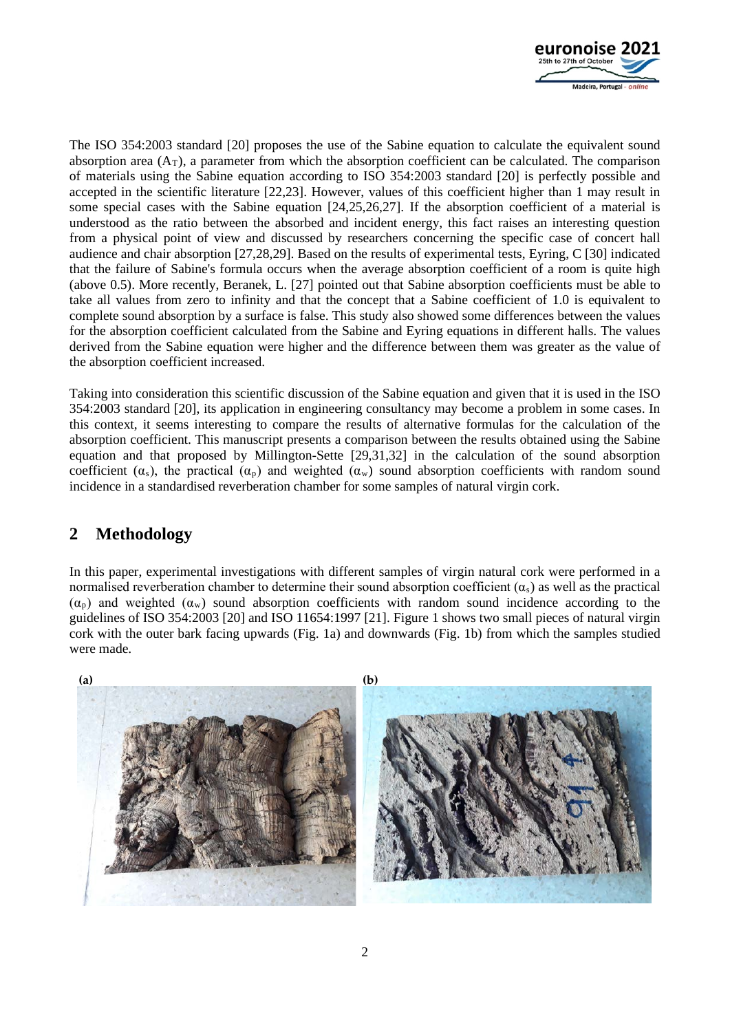The ISO 354:2003 standard [20] proposes the use of the Sabine equation to calculate the equivalent sound absorption area ($A_T$), a parameter from which the absorption coefficient can be calculated. The comparison of materials using the Sabine equation according to ISO 354:2003 standard [20] is perfectly possible and accepted in the scientific literature [22,23]. However, values of this coefficient higher than 1 may result in some special cases with the Sabine equation [24,25,26,27]. If the absorption coefficient of a material is understood as the ratio between the absorbed and incident energy, this fact raises an interesting question from a physical point of view and discussed by researchers concerning the specific case of concert hall audience and chair absorption [27,28,29]. Based on the results of experimental tests, Eyring, C [30] indicated that the failure of Sabine's formula occurs when the average absorption coefficient of a room is quite high (above 0.5). More recently, Beranek, L. [27] pointed out that Sabine absorption coefficients must be able to take all values from zero to infinity and that the concept that a Sabine coefficient of 1.0 is equivalent to complete sound absorption by a surface is false. This study also showed some differences between the values for the absorption coefficient calculated from the Sabine and Eyring equations in different halls. The values derived from the Sabine equation were higher and the difference between them was greater as the value of the absorption coefficient increased.

Taking into consideration this scientific discussion of the Sabine equation and given that it is used in the ISO 354:2003 standard [20], its application in engineering consultancy may become a problem in some cases. In this context, it seems interesting to compare the results of alternative formulas for the calculation of the absorption coefficient. This manuscript presents a comparison between the results obtained using the Sabine equation and that proposed by Millington-Sette [29,31,32] in the calculation of the sound absorption coefficient ($\alpha_s$), the practical ($\alpha_p$) and weighted ($\alpha_w$) sound absorption coefficients with random sound incidence in a standardised reverberation chamber for some samples of natural virgin cork.

## 2 Methodology

In this paper, experimental investigations with different samples of virgin natural cork were performed in a normalised reverberation chamber to determine their sound absorption coefficient ($\alpha_s$) as well as the practical ($\alpha_p$) and weighted ($\alpha_w$) sound absorption coefficients with random sound incidence according to the guidelines of ISO 354:2003 [20] and ISO 11654:1997 [21]. Figure 1 shows two small pieces of natural virgin cork with the outer bark facing upwards (Fig. 1a) and downwards (Fig. 1b) from which the samples studied were made.

(a) (b)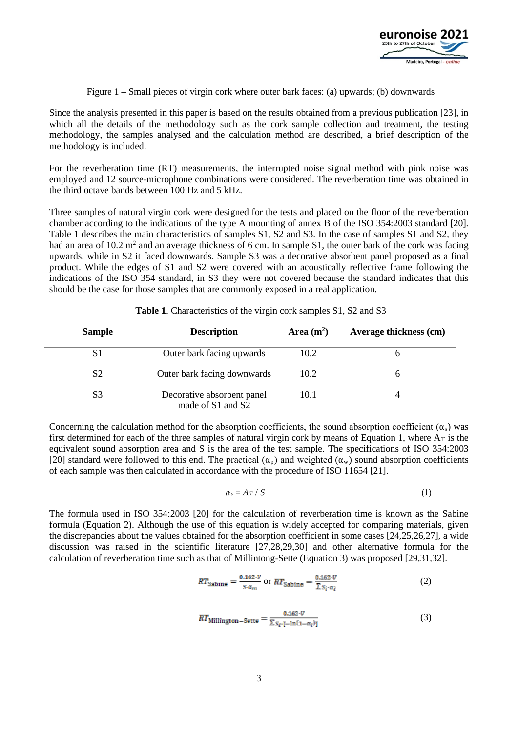Figure 1 – Small pieces of virgin cork where outer bark faces: (a) upwards; (b) downwards

Since the analysis presented in this paper is based on the results obtained from a previous publication [23], in which all the details of the methodology such as the cork sample collection and treatment, the testing methodology, the samples analysed and the calculation method are described, a brief description of the methodology is included.

For the reverberation time (RT) measurements, the interrupted noise signal method with pink noise was employed and 12 source-microphone combinations were considered. The reverberation time was obtained in the third octave bands between 100 Hz and 5 kHz.

Three samples of natural virgin cork were designed for the tests and placed on the floor of the reverberation chamber according to the indications of the type A mounting of annex B of the ISO 354:2003 standard [20]. Table 1 describes the main characteristics of samples S1, S2 and S3. In the case of samples S1 and S2, they had an area of 10.2 $m^2$ and an average thickness of 6 cm. In sample S1, the outer bark of the cork was facing upwards, while in S2 it faced downwards. Sample S3 was a decorative absorbent panel proposed as a final product. While the edges of S1 and S2 were covered with an acoustically reflective frame following the indications of the ISO 354 standard, in S3 they were not covered because the standard indicates that this should be the case for those samples that are commonly exposed in a real application.

**Table 1**. Characteristics of the virgin cork samples S1, S2 and S3

| Sample | Description | Area ($m^2$) | Average thickness (cm) |
|---|---|---|---|
| S1 | Outer bark facing upwards | 10.2 | 6 |
| S2 | Outer bark facing downwards | 10.2 | 6 |
| S3 | Decorative absorbent panel made of S1 and S2 | 10.1 | 4 |

Concerning the calculation method for the absorption coefficients, the sound absorption coefficient ($\alpha_s$) was first determined for each of the three samples of natural virgin cork by means of Equation 1, where $A_T$ is the equivalent sound absorption area and S is the area of the test sample. The specifications of ISO 354:2003 [20] standard were followed to this end. The practical ($\alpha_p$) and weighted ($\alpha_w$) sound absorption coefficients of each sample was then calculated in accordance with the procedure of ISO 11654 [21].

$$\alpha_s = A_T / S \tag{1}$$

The formula used in ISO 354:2003 [20] for the calculation of reverberation time is known as the Sabine formula (Equation 2). Although the use of this equation is widely accepted for comparing materials, given the discrepancies about the values obtained for the absorption coefficient in some cases [24,25,26,27], a wide discussion was raised in the scientific literature [27,28,29,30] and other alternative formula for the calculation of reverberation time such as that of Millintong-Sette (Equation 3) was proposed [29,31,32].

$$RT_{\text{Sabine}} = \frac{0.162 \cdot V}{S \cdot \alpha_m} \text{ or } RT_{\text{Sabine}} = \frac{0.162 \cdot V}{\sum S_i \cdot \alpha_i} \tag{2}$$

$$RT_{\text{Millington-Sette}} = \frac{0.162 \cdot V}{\sum S_i \cdot [-\ln(1-\alpha_i)]} \tag{3}$$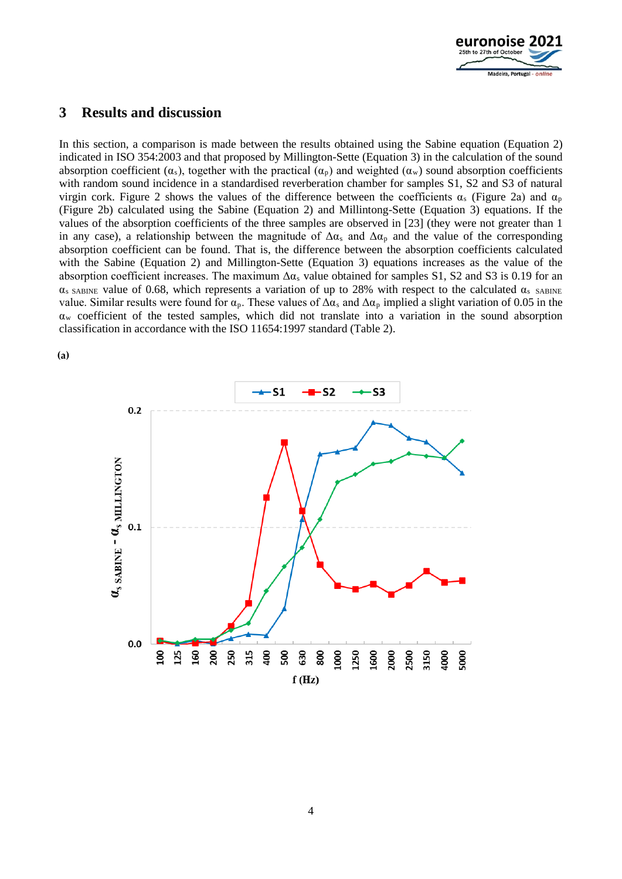## 3 Results and discussion

In this section, a comparison is made between the results obtained using the Sabine equation (Equation 2) indicated in ISO 354:2003 and that proposed by Millington-Sette (Equation 3) in the calculation of the sound absorption coefficient ($\alpha_s$), together with the practical ($\alpha_p$) and weighted ($\alpha_w$) sound absorption coefficients with random sound incidence in a standardised reverberation chamber for samples S1, S2 and S3 of natural virgin cork. Figure 2 shows the values of the difference between the coefficients $\alpha_s$ (Figure 2a) and $\alpha_p$ (Figure 2b) calculated using the Sabine (Equation 2) and Millintong-Sette (Equation 3) equations. If the values of the absorption coefficients of the three samples are observed in [23] (they were not greater than 1 in any case), a relationship between the magnitude of $\Delta\alpha_s$ and $\Delta\alpha_p$ and the value of the corresponding absorption coefficient can be found. That is, the difference between the absorption coefficients calculated with the Sabine (Equation 2) and Millington-Sette (Equation 3) equations increases as the value of the absorption coefficient increases. The maximum $\Delta\alpha_s$ value obtained for samples S1, S2 and S3 is 0.19 for an $\alpha_{s\ SABINE}$ value of 0.68, which represents a variation of up to 28% with respect to the calculated $\alpha_{s\ SABINE}$ value. Similar results were found for $\alpha_p$. These values of $\Delta\alpha_s$ and $\Delta\alpha_p$ implied a slight variation of 0.05 in the $\alpha_w$ coefficient of the tested samples, which did not translate into a variation in the sound absorption classification in accordance with the ISO 11654:1997 standard (Table 2).

(a)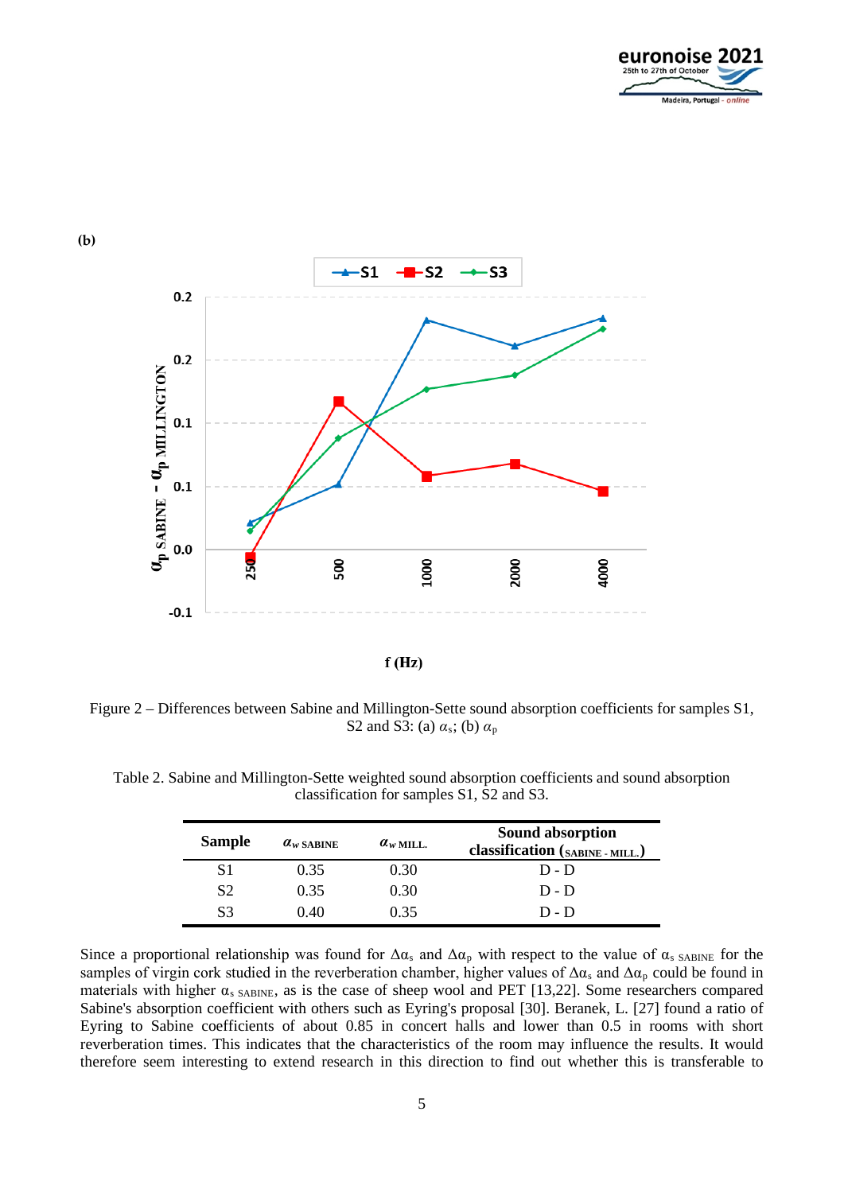(b)

Figure 2 – Differences between Sabine and Millington-Sette sound absorption coefficients for samples S1, S2 and S3: (a) $\alpha_s$; (b) $\alpha_p$

Table 2. Sabine and Millington-Sette weighted sound absorption coefficients and sound absorption classification for samples S1, S2 and S3.

| Sample | $\alpha_{w\ SABINE}$ | $\alpha_{w\ MILL.}$ | Sound absorption classification (SABINE - MILL.) |
|---|---|---|---|
| S1 | 0.35 | 0.30 | D - D |
| S2 | 0.35 | 0.30 | D - D |
| S3 | 0.40 | 0.35 | D - D |

Since a proportional relationship was found for $\Delta\alpha_s$ and $\Delta\alpha_p$ with respect to the value of $\alpha_{s\ SABINE}$ for the samples of virgin cork studied in the reverberation chamber, higher values of $\Delta\alpha_s$ and $\Delta\alpha_p$ could be found in materials with higher $\alpha_{s\ SABINE}$, as is the case of sheep wool and PET [13,22]. Some researchers compared Sabine's absorption coefficient with others such as Eyring's proposal [30]. Beranek, L. [27] found a ratio of Eyring to Sabine coefficients of about 0.85 in concert halls and lower than 0.5 in rooms with short reverberation times. This indicates that the characteristics of the room may influence the results. It would therefore seem interesting to extend research in this direction to find out whether this is transferable to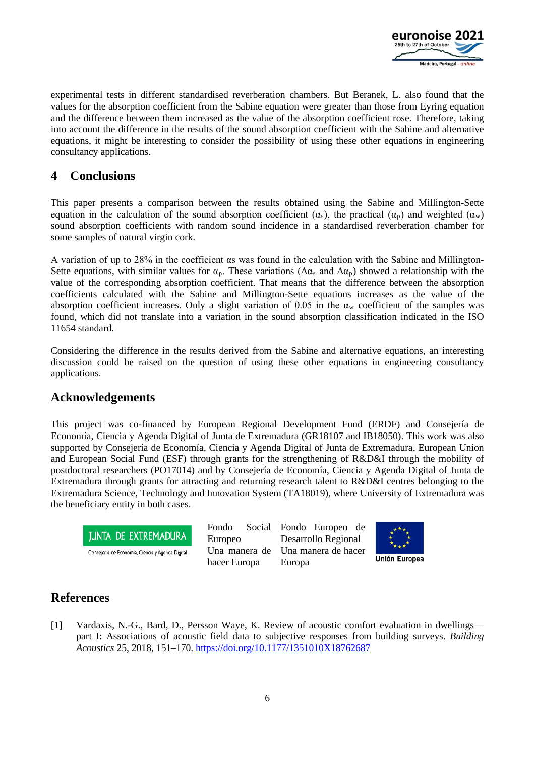experimental tests in different standardised reverberation chambers. But Beranek, L. also found that the values for the absorption coefficient from the Sabine equation were greater than those from Eyring equation and the difference between them increased as the value of the absorption coefficient rose. Therefore, taking into account the difference in the results of the sound absorption coefficient with the Sabine and alternative equations, it might be interesting to consider the possibility of using these other equations in engineering consultancy applications.

## 4 Conclusions

This paper presents a comparison between the results obtained using the Sabine and Millington-Sette equation in the calculation of the sound absorption coefficient ($\alpha_s$), the practical ($\alpha_p$) and weighted ($\alpha_w$) sound absorption coefficients with random sound incidence in a standardised reverberation chamber for some samples of natural virgin cork.

A variation of up to 28% in the coefficient $\alpha s$ was found in the calculation with the Sabine and Millington-Sette equations, with similar values for $\alpha_p$. These variations ($\Delta\alpha_s$ and $\Delta\alpha_p$) showed a relationship with the value of the corresponding absorption coefficient. That means that the difference between the absorption coefficients calculated with the Sabine and Millington-Sette equations increases as the value of the absorption coefficient increases. Only a slight variation of 0.05 in the $\alpha_w$ coefficient of the samples was found, which did not translate into a variation in the sound absorption classification indicated in the ISO 11654 standard.

Considering the difference in the results derived from the Sabine and alternative equations, an interesting discussion could be raised on the question of using these other equations in engineering consultancy applications.

## Acknowledgements

This project was co-financed by European Regional Development Fund (ERDF) and Consejería de Economía, Ciencia y Agenda Digital of Junta de Extremadura (GR18107 and IB18050). This work was also supported by Consejería de Economía, Ciencia y Agenda Digital of Junta de Extremadura, European Union and European Social Fund (ESF) through grants for the strengthening of R&D&I through the mobility of postdoctoral researchers (PO17014) and by Consejería de Economía, Ciencia y Agenda Digital of Junta de Extremadura through grants for attracting and returning research talent to R&D&I centres belonging to the Extremadura Science, Technology and Innovation System (TA18019), where University of Extremadura was the beneficiary entity in both cases.

JUNTA DE EXTREMADURA
Consejería de Economía, Ciencia y Agenda Digital

Fondo Social Europeo
Una manera de hacer Europa

Fondo Europeo de Desarrollo Regional
Una manera de hacer Europa

Unión Europea

## References

[1] Vardaxis, N.-G., Bard, D., Persson Waye, K. Review of acoustic comfort evaluation in dwellings—part I: Associations of acoustic field data to subjective responses from building surveys. *Building Acoustics* 25, 2018, 151–170. https://doi.org/10.1177/1351010X18762687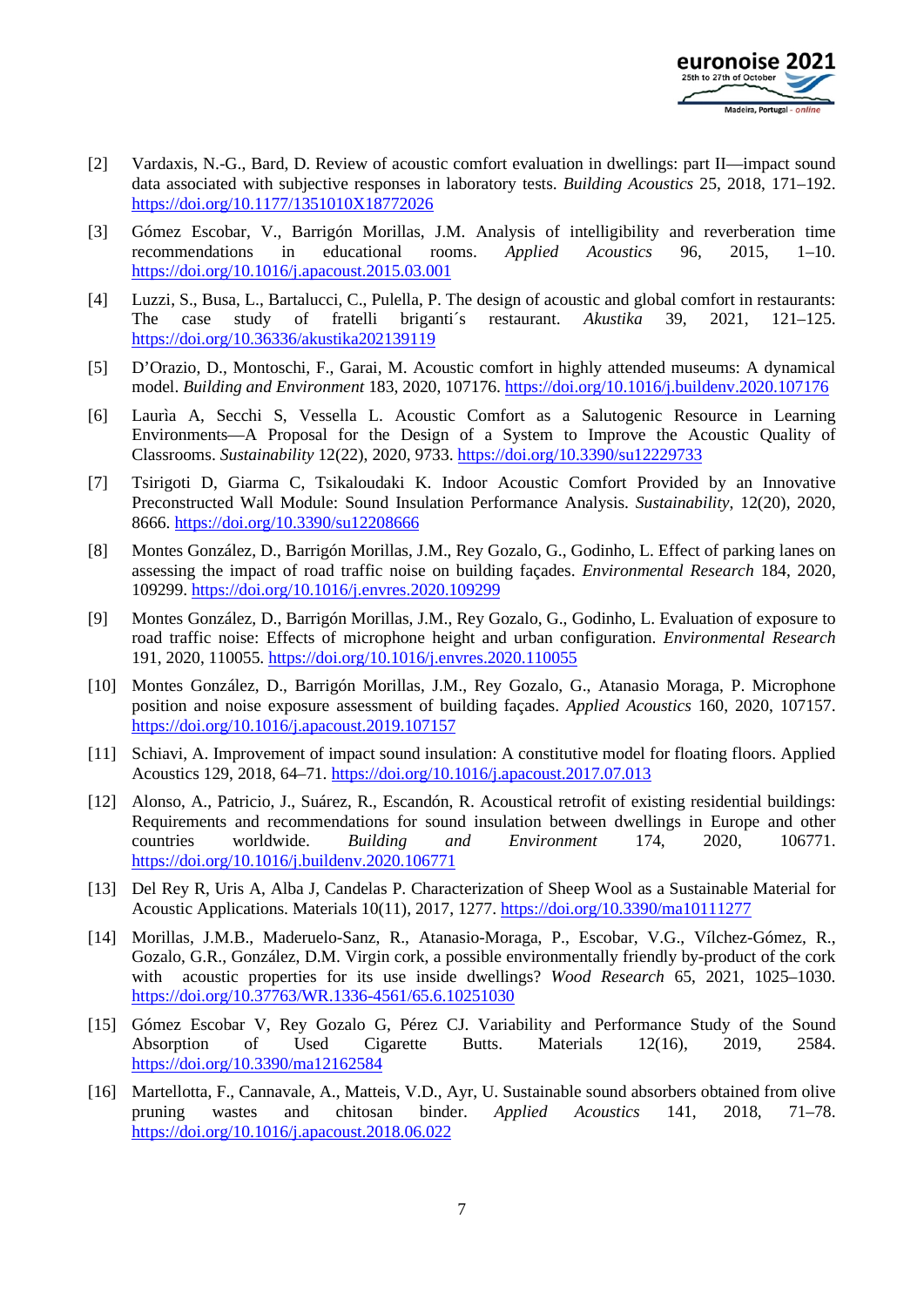[2] Vardaxis, N.-G., Bard, D. Review of acoustic comfort evaluation in dwellings: part II—impact sound data associated with subjective responses in laboratory tests. *Building Acoustics* 25, 2018, 171–192. https://doi.org/10.1177/1351010X18772026

[3] Gómez Escobar, V., Barrigón Morillas, J.M. Analysis of intelligibility and reverberation time recommendations in educational rooms. *Applied Acoustics* 96, 2015, 1–10. https://doi.org/10.1016/j.apacoust.2015.03.001

[4] Luzzi, S., Busa, L., Bartalucci, C., Pulella, P. The design of acoustic and global comfort in restaurants: The case study of fratelli briganti´s restaurant. *Akustika* 39, 2021, 121–125. https://doi.org/10.36336/akustika202139119

[5] D'Orazio, D., Montoschi, F., Garai, M. Acoustic comfort in highly attended museums: A dynamical model. *Building and Environment* 183, 2020, 107176. https://doi.org/10.1016/j.buildenv.2020.107176

[6] Laurìa A, Secchi S, Vessella L. Acoustic Comfort as a Salutogenic Resource in Learning Environments—A Proposal for the Design of a System to Improve the Acoustic Quality of Classrooms. *Sustainability* 12(22), 2020, 9733. https://doi.org/10.3390/su12229733

[7] Tsirigoti D, Giarma C, Tsikaloudaki K. Indoor Acoustic Comfort Provided by an Innovative Preconstructed Wall Module: Sound Insulation Performance Analysis. *Sustainability*, 12(20), 2020, 8666. https://doi.org/10.3390/su12208666

[8] Montes González, D., Barrigón Morillas, J.M., Rey Gozalo, G., Godinho, L. Effect of parking lanes on assessing the impact of road traffic noise on building façades. *Environmental Research* 184, 2020, 109299. https://doi.org/10.1016/j.envres.2020.109299

[9] Montes González, D., Barrigón Morillas, J.M., Rey Gozalo, G., Godinho, L. Evaluation of exposure to road traffic noise: Effects of microphone height and urban configuration. *Environmental Research* 191, 2020, 110055. https://doi.org/10.1016/j.envres.2020.110055

[10] Montes González, D., Barrigón Morillas, J.M., Rey Gozalo, G., Atanasio Moraga, P. Microphone position and noise exposure assessment of building façades. *Applied Acoustics* 160, 2020, 107157. https://doi.org/10.1016/j.apacoust.2019.107157

[11] Schiavi, A. Improvement of impact sound insulation: A constitutive model for floating floors. Applied Acoustics 129, 2018, 64–71. https://doi.org/10.1016/j.apacoust.2017.07.013

[12] Alonso, A., Patricio, J., Suárez, R., Escandón, R. Acoustical retrofit of existing residential buildings: Requirements and recommendations for sound insulation between dwellings in Europe and other countries worldwide. *Building and Environment* 174, 2020, 106771. https://doi.org/10.1016/j.buildenv.2020.106771

[13] Del Rey R, Uris A, Alba J, Candelas P. Characterization of Sheep Wool as a Sustainable Material for Acoustic Applications. Materials 10(11), 2017, 1277. https://doi.org/10.3390/ma10111277

[14] Morillas, J.M.B., Maderuelo-Sanz, R., Atanasio-Moraga, P., Escobar, V.G., Vílchez-Gómez, R., Gozalo, G.R., González, D.M. Virgin cork, a possible environmentally friendly by-product of the cork with acoustic properties for its use inside dwellings? *Wood Research* 65, 2021, 1025–1030. https://doi.org/10.37763/WR.1336-4561/65.6.10251030

[15] Gómez Escobar V, Rey Gozalo G, Pérez CJ. Variability and Performance Study of the Sound Absorption of Used Cigarette Butts. Materials 12(16), 2019, 2584. https://doi.org/10.3390/ma12162584

[16] Martellotta, F., Cannavale, A., Matteis, V.D., Ayr, U. Sustainable sound absorbers obtained from olive pruning wastes and chitosan binder. *Applied Acoustics* 141, 2018, 71–78. https://doi.org/10.1016/j.apacoust.2018.06.022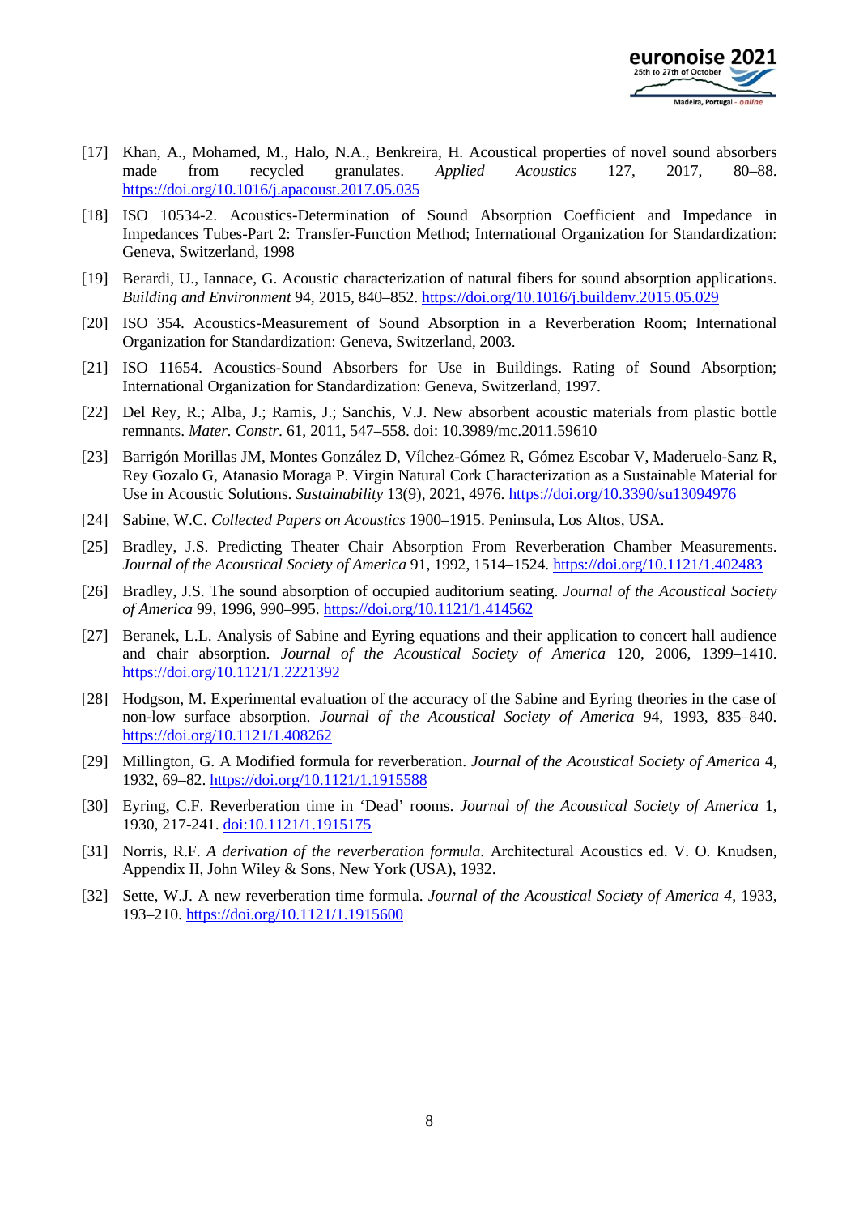[17] Khan, A., Mohamed, M., Halo, N.A., Benkreira, H. Acoustical properties of novel sound absorbers made from recycled granulates. *Applied Acoustics* 127, 2017, 80–88. https://doi.org/10.1016/j.apacoust.2017.05.035

[18] ISO 10534-2. Acoustics-Determination of Sound Absorption Coefficient and Impedance in Impedances Tubes-Part 2: Transfer-Function Method; International Organization for Standardization: Geneva, Switzerland, 1998

[19] Berardi, U., Iannace, G. Acoustic characterization of natural fibers for sound absorption applications. *Building and Environment* 94, 2015, 840–852. https://doi.org/10.1016/j.buildenv.2015.05.029

[20] ISO 354. Acoustics-Measurement of Sound Absorption in a Reverberation Room; International Organization for Standardization: Geneva, Switzerland, 2003.

[21] ISO 11654. Acoustics-Sound Absorbers for Use in Buildings. Rating of Sound Absorption; International Organization for Standardization: Geneva, Switzerland, 1997.

[22] Del Rey, R.; Alba, J.; Ramis, J.; Sanchis, V.J. New absorbent acoustic materials from plastic bottle remnants. *Mater. Constr*. 61, 2011, 547–558. doi: 10.3989/mc.2011.59610

[23] Barrigón Morillas JM, Montes González D, Vílchez-Gómez R, Gómez Escobar V, Maderuelo-Sanz R, Rey Gozalo G, Atanasio Moraga P. Virgin Natural Cork Characterization as a Sustainable Material for Use in Acoustic Solutions. *Sustainability* 13(9), 2021, 4976. https://doi.org/10.3390/su13094976

[24] Sabine, W.C. *Collected Papers on Acoustics* 1900–1915. Peninsula, Los Altos, USA.

[25] Bradley, J.S. Predicting Theater Chair Absorption From Reverberation Chamber Measurements. *Journal of the Acoustical Society of America* 91, 1992, 1514–1524. https://doi.org/10.1121/1.402483

[26] Bradley, J.S. The sound absorption of occupied auditorium seating. *Journal of the Acoustical Society of America* 99, 1996, 990–995. https://doi.org/10.1121/1.414562

[27] Beranek, L.L. Analysis of Sabine and Eyring equations and their application to concert hall audience and chair absorption. *Journal of the Acoustical Society of America* 120, 2006, 1399–1410. https://doi.org/10.1121/1.2221392

[28] Hodgson, M. Experimental evaluation of the accuracy of the Sabine and Eyring theories in the case of non-low surface absorption. *Journal of the Acoustical Society of America* 94, 1993, 835–840. https://doi.org/10.1121/1.408262

[29] Millington, G. A Modified formula for reverberation. *Journal of the Acoustical Society of America* 4, 1932, 69–82. https://doi.org/10.1121/1.1915588

[30] Eyring, C.F. Reverberation time in 'Dead' rooms. *Journal of the Acoustical Society of America* 1, 1930, 217-241. doi:10.1121/1.1915175

[31] Norris, R.F. *A derivation of the reverberation formula*. Architectural Acoustics ed. V. O. Knudsen, Appendix II, John Wiley & Sons, New York (USA), 1932.

[32] Sette, W.J. A new reverberation time formula. *Journal of the Acoustical Society of America 4*, 1933, 193–210. https://doi.org/10.1121/1.1915600